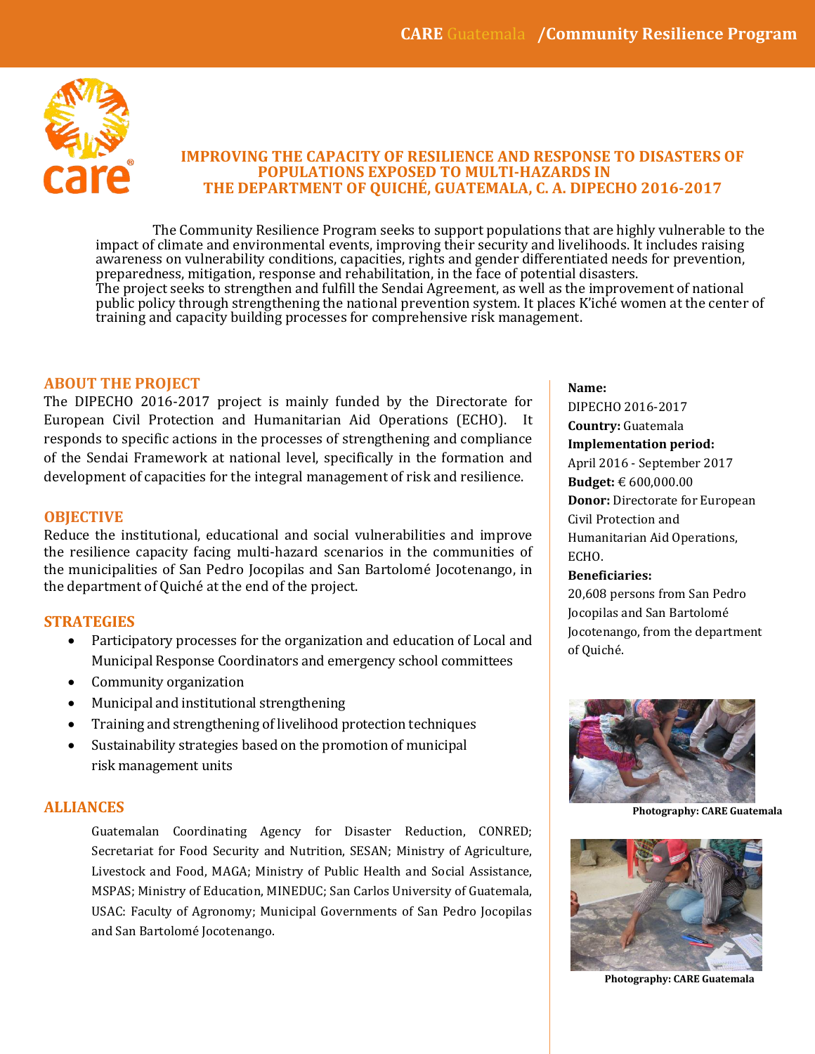# IMPROVING THE CAPACITY OF RESILIENCE AND RESPONSE TO DISASTERS OF POPULATIONS EXPOSED TO MULTI-HAZARDS IN THE DEPARTMENT OF QUICHÉ, GUATEMALA, C. A. DIPECHO 2016-2017

The Community Resilience Program seeks to support populations that are highly vulnerable to the impact of climate and environmental events, improving their security and livelihoods. It includes raising awareness on vulnerability conditions, capacities, rights and gender differentiated needs for prevention, preparedness, mitigation, response and rehabilitation, in the face of potential disasters.
The project seeks to strengthen and fulfill the Sendai Agreement, as well as the improvement of national public policy through strengthening the national prevention system. It places K'iché women at the center of training and capacity building processes for comprehensive risk management.

## ABOUT THE PROJECT

The DIPECHO 2016-2017 project is mainly funded by the Directorate for European Civil Protection and Humanitarian Aid Operations (ECHO). It responds to specific actions in the processes of strengthening and compliance of the Sendai Framework at national level, specifically in the formation and development of capacities for the integral management of risk and resilience.

## OBJECTIVE

Reduce the institutional, educational and social vulnerabilities and improve the resilience capacity facing multi-hazard scenarios in the communities of the municipalities of San Pedro Jocopilas and San Bartolomé Jocotenango, in the department of Quiché at the end of the project.

## STRATEGIES

- Participatory processes for the organization and education of Local and Municipal Response Coordinators and emergency school committees
- Community organization
- Municipal and institutional strengthening
- Training and strengthening of livelihood protection techniques
- Sustainability strategies based on the promotion of municipal risk management units

## ALLIANCES

Guatemalan Coordinating Agency for Disaster Reduction, CONRED; Secretariat for Food Security and Nutrition, SESAN; Ministry of Agriculture, Livestock and Food, MAGA; Ministry of Public Health and Social Assistance, MSPAS; Ministry of Education, MINEDUC; San Carlos University of Guatemala, USAC: Faculty of Agronomy; Municipal Governments of San Pedro Jocopilas and San Bartolomé Jocotenango.

**Name:**
DIPECHO 2016-2017
**Country:** Guatemala
**Implementation period:**
April 2016 - September 2017
**Budget:** € 600,000.00
**Donor:** Directorate for European Civil Protection and Humanitarian Aid Operations, ECHO.
**Beneficiaries:**
20,608 persons from San Pedro Jocopilas and San Bartolomé Jocotenango, from the department of Quiché.

**Photography: CARE Guatemala**

**Photography: CARE Guatemala**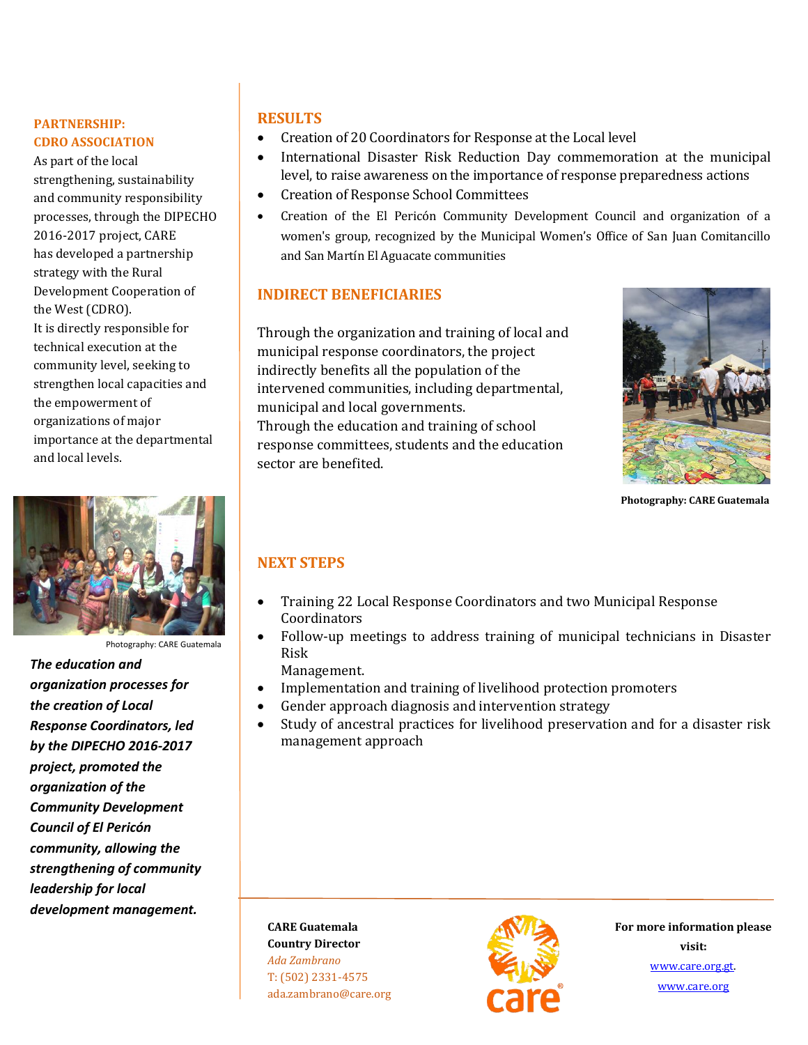## PARTNERSHIP: CDRO ASSOCIATION

As part of the local strengthening, sustainability and community responsibility processes, through the DIPECHO 2016-2017 project, CARE has developed a partnership strategy with the Rural Development Cooperation of the West (CDRO).
It is directly responsible for technical execution at the community level, seeking to strengthen local capacities and the empowerment of organizations of major importance at the departmental and local levels.

Photography: CARE Guatemala

***The education and organization processes for the creation of Local Response Coordinators, led by the DIPECHO 2016-2017 project, promoted the organization of the Community Development Council of El Pericón community, allowing the strengthening of community leadership for local development management.***

## RESULTS

- Creation of 20 Coordinators for Response at the Local level
- International Disaster Risk Reduction Day commemoration at the municipal level, to raise awareness on the importance of response preparedness actions
- Creation of Response School Committees
- Creation of the El Pericón Community Development Council and organization of a women's group, recognized by the Municipal Women's Office of San Juan Comitancillo and San Martín El Aguacate communities

## INDIRECT BENEFICIARIES

Through the organization and training of local and municipal response coordinators, the project indirectly benefits all the population of the intervened communities, including departmental, municipal and local governments.
Through the education and training of school response committees, students and the education sector are benefited.

Photography: CARE Guatemala

## NEXT STEPS

- Training 22 Local Response Coordinators and two Municipal Response Coordinators
- Follow-up meetings to address training of municipal technicians in Disaster Risk Management.
- Implementation and training of livelihood protection promoters
- Gender approach diagnosis and intervention strategy
- Study of ancestral practices for livelihood preservation and for a disaster risk management approach

**CARE Guatemala**
**Country Director**
*Ada Zambrano*
T: (502) 2331-4575
ada.zambrano@care.org

care

**For more information please visit:**
www.care.org.gt.
www.care.org